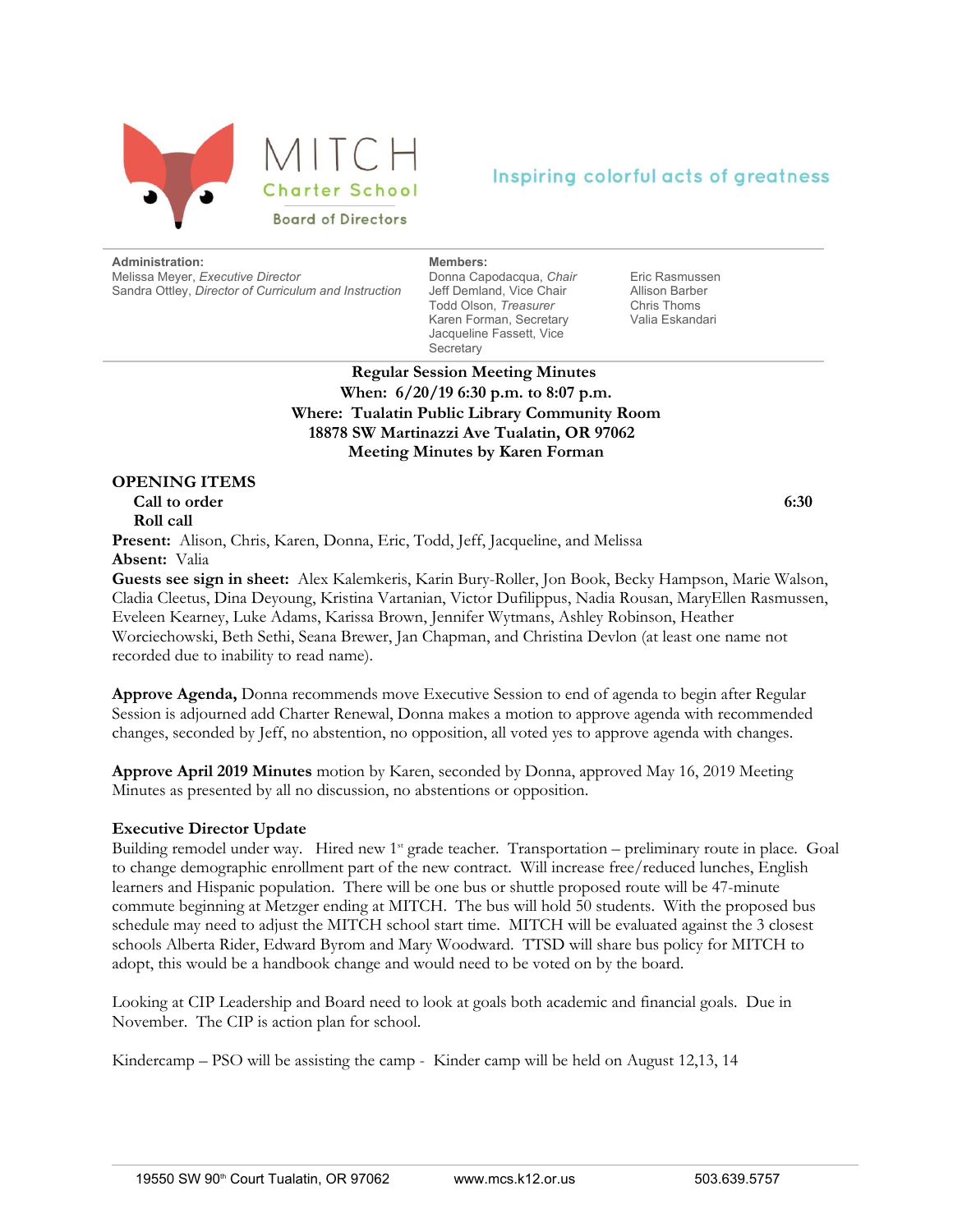# MITCH Charter School

Board of Directors

Inspiring colorful acts of greatness

**Administration:**
Melissa Meyer, *Executive Director*
Sandra Ottley, *Director of Curriculum and Instruction*

**Members:**
Donna Capodacqua, *Chair*
Jeff Demland, Vice Chair
Todd Olson, *Treasurer*
Karen Forman, Secretary
Jacqueline Fassett, Vice Secretary
Eric Rasmussen
Allison Barber
Chris Thoms
Valia Eskandari

**Regular Session Meeting Minutes**
**When: 6/20/19 6:30 p.m. to 8:07 p.m.**
**Where: Tualatin Public Library Community Room**
**18878 SW Martinazzi Ave Tualatin, OR 97062**
**Meeting Minutes by Karen Forman**

## OPENING ITEMS

**Call to order** 6:30

**Roll call**

**Present:** Alison, Chris, Karen, Donna, Eric, Todd, Jeff, Jacqueline, and Melissa
**Absent:** Valia
**Guests see sign in sheet:** Alex Kalemkeris, Karin Bury-Roller, Jon Book, Becky Hampson, Marie Walson, Cladia Cleetus, Dina Deyoung, Kristina Vartanian, Victor Dufilippus, Nadia Rousan, MaryEllen Rasmussen, Eveleen Kearney, Luke Adams, Karissa Brown, Jennifer Wytmans, Ashley Robinson, Heather Worciechowski, Beth Sethi, Seana Brewer, Jan Chapman, and Christina Devlon (at least one name not recorded due to inability to read name).

**Approve Agenda,** Donna recommends move Executive Session to end of agenda to begin after Regular Session is adjourned add Charter Renewal, Donna makes a motion to approve agenda with recommended changes, seconded by Jeff, no abstention, no opposition, all voted yes to approve agenda with changes.

**Approve April 2019 Minutes** motion by Karen, seconded by Donna, approved May 16, 2019 Meeting Minutes as presented by all no discussion, no abstentions or opposition.

**Executive Director Update**
Building remodel under way. Hired new 1st grade teacher. Transportation – preliminary route in place. Goal to change demographic enrollment part of the new contract. Will increase free/reduced lunches, English learners and Hispanic population. There will be one bus or shuttle proposed route will be 47-minute commute beginning at Metzger ending at MITCH. The bus will hold 50 students. With the proposed bus schedule may need to adjust the MITCH school start time. MITCH will be evaluated against the 3 closest schools Alberta Rider, Edward Byrom and Mary Woodward. TTSD will share bus policy for MITCH to adopt, this would be a handbook change and would need to be voted on by the board.

Looking at CIP Leadership and Board need to look at goals both academic and financial goals. Due in November. The CIP is action plan for school.

Kindercamp – PSO will be assisting the camp - Kinder camp will be held on August 12,13, 14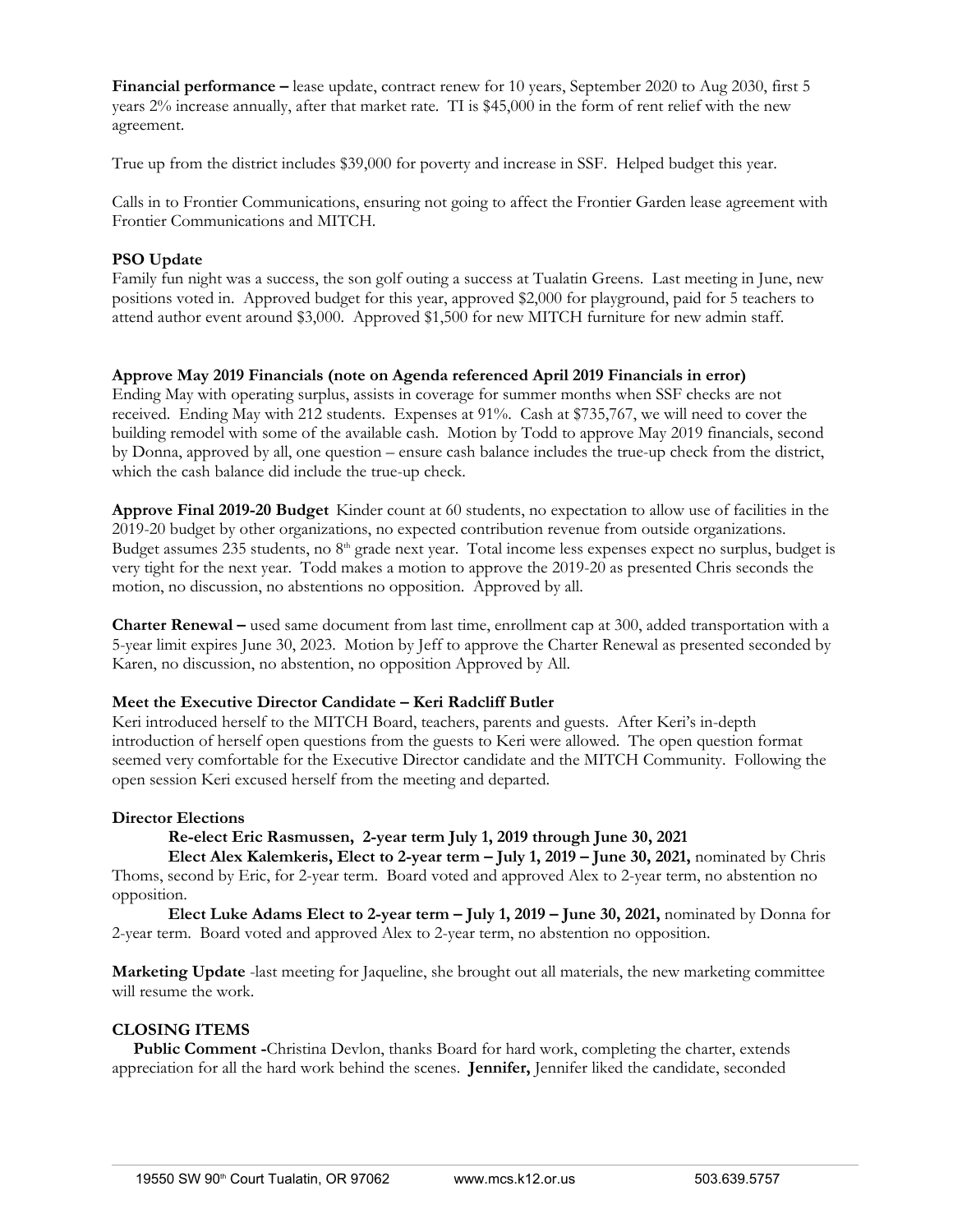**Financial performance –** lease update, contract renew for 10 years, September 2020 to Aug 2030, first 5 years 2% increase annually, after that market rate. TI is $45,000 in the form of rent relief with the new agreement.

True up from the district includes $39,000 for poverty and increase in SSF. Helped budget this year.

Calls in to Frontier Communications, ensuring not going to affect the Frontier Garden lease agreement with Frontier Communications and MITCH.

**PSO Update**

Family fun night was a success, the son golf outing a success at Tualatin Greens. Last meeting in June, new positions voted in. Approved budget for this year, approved $2,000 for playground, paid for 5 teachers to attend author event around $3,000. Approved $1,500 for new MITCH furniture for new admin staff.

**Approve May 2019 Financials (note on Agenda referenced April 2019 Financials in error)**

Ending May with operating surplus, assists in coverage for summer months when SSF checks are not received. Ending May with 212 students. Expenses at 91%. Cash at $735,767, we will need to cover the building remodel with some of the available cash. Motion by Todd to approve May 2019 financials, second by Donna, approved by all, one question – ensure cash balance includes the true-up check from the district, which the cash balance did include the true-up check.

**Approve Final 2019-20 Budget** Kinder count at 60 students, no expectation to allow use of facilities in the 2019-20 budget by other organizations, no expected contribution revenue from outside organizations. Budget assumes 235 students, no 8th grade next year. Total income less expenses expect no surplus, budget is very tight for the next year. Todd makes a motion to approve the 2019-20 as presented Chris seconds the motion, no discussion, no abstentions no opposition. Approved by all.

**Charter Renewal –** used same document from last time, enrollment cap at 300, added transportation with a 5-year limit expires June 30, 2023. Motion by Jeff to approve the Charter Renewal as presented seconded by Karen, no discussion, no abstention, no opposition Approved by All.

**Meet the Executive Director Candidate – Keri Radcliff Butler**

Keri introduced herself to the MITCH Board, teachers, parents and guests. After Keri's in-depth introduction of herself open questions from the guests to Keri were allowed. The open question format seemed very comfortable for the Executive Director candidate and the MITCH Community. Following the open session Keri excused herself from the meeting and departed.

**Director Elections**

**Re-elect Eric Rasmussen, 2-year term July 1, 2019 through June 30, 2021**

**Elect Alex Kalemkeris, Elect to 2-year term – July 1, 2019 – June 30, 2021,** nominated by Chris Thoms, second by Eric, for 2-year term. Board voted and approved Alex to 2-year term, no abstention no opposition.

**Elect Luke Adams Elect to 2-year term – July 1, 2019 – June 30, 2021,** nominated by Donna for 2-year term. Board voted and approved Alex to 2-year term, no abstention no opposition.

**Marketing Update** -last meeting for Jaqueline, she brought out all materials, the new marketing committee will resume the work.

**CLOSING ITEMS**

**Public Comment -**Christina Devlon, thanks Board for hard work, completing the charter, extends appreciation for all the hard work behind the scenes. **Jennifer,** Jennifer liked the candidate, seconded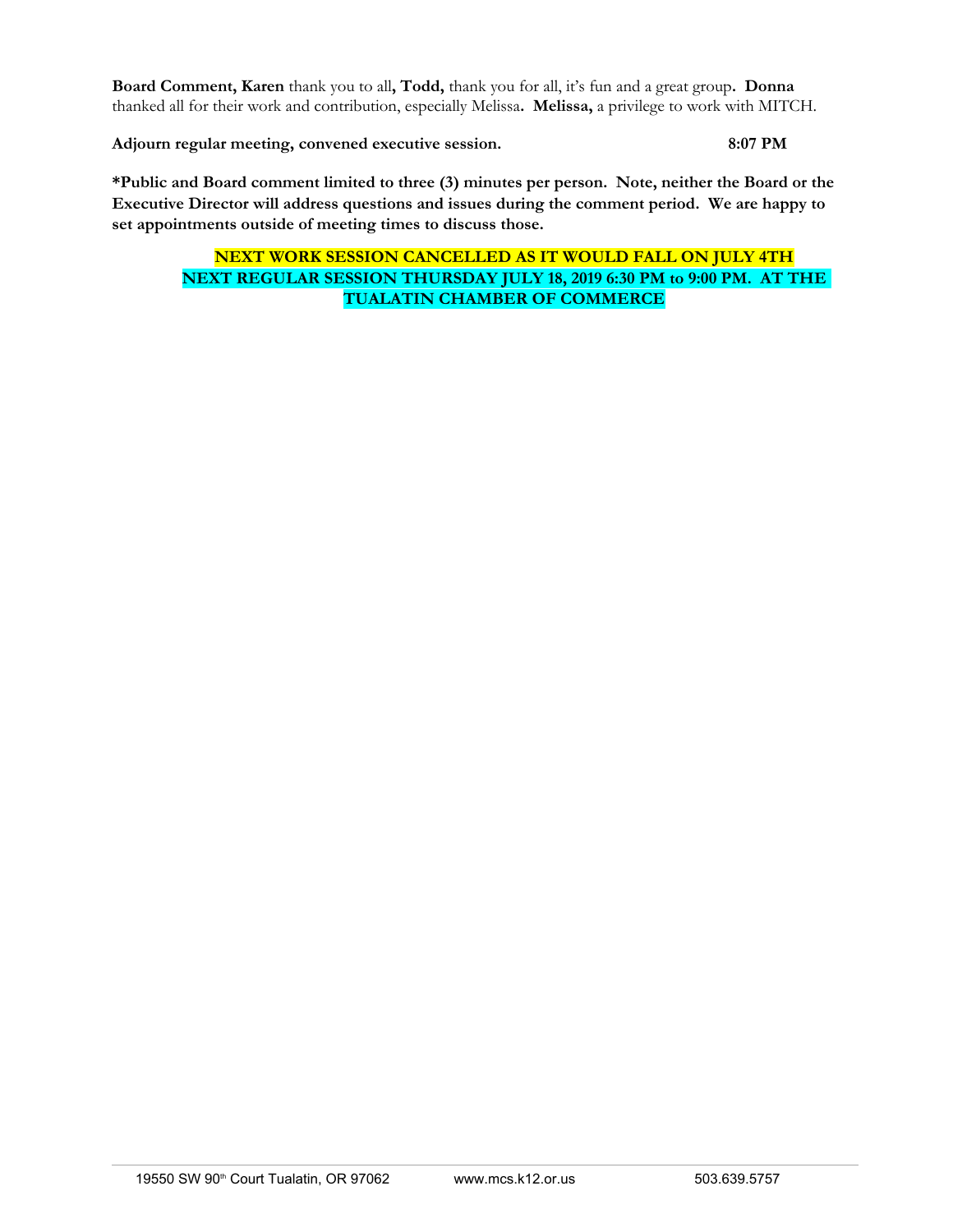**Board Comment, Karen** thank you to all**, Todd,** thank you for all, it's fun and a great group**. Donna** thanked all for their work and contribution, especially Melissa**. Melissa,** a privilege to work with MITCH.

**Adjourn regular meeting, convened executive session. 8:07 PM**

**\*Public and Board comment limited to three (3) minutes per person. Note, neither the Board or the Executive Director will address questions and issues during the comment period. We are happy to set appointments outside of meeting times to discuss those.**

**NEXT WORK SESSION CANCELLED AS IT WOULD FALL ON JULY 4TH**
**NEXT REGULAR SESSION THURSDAY JULY 18, 2019 6:30 PM to 9:00 PM. AT THE TUALATIN CHAMBER OF COMMERCE**